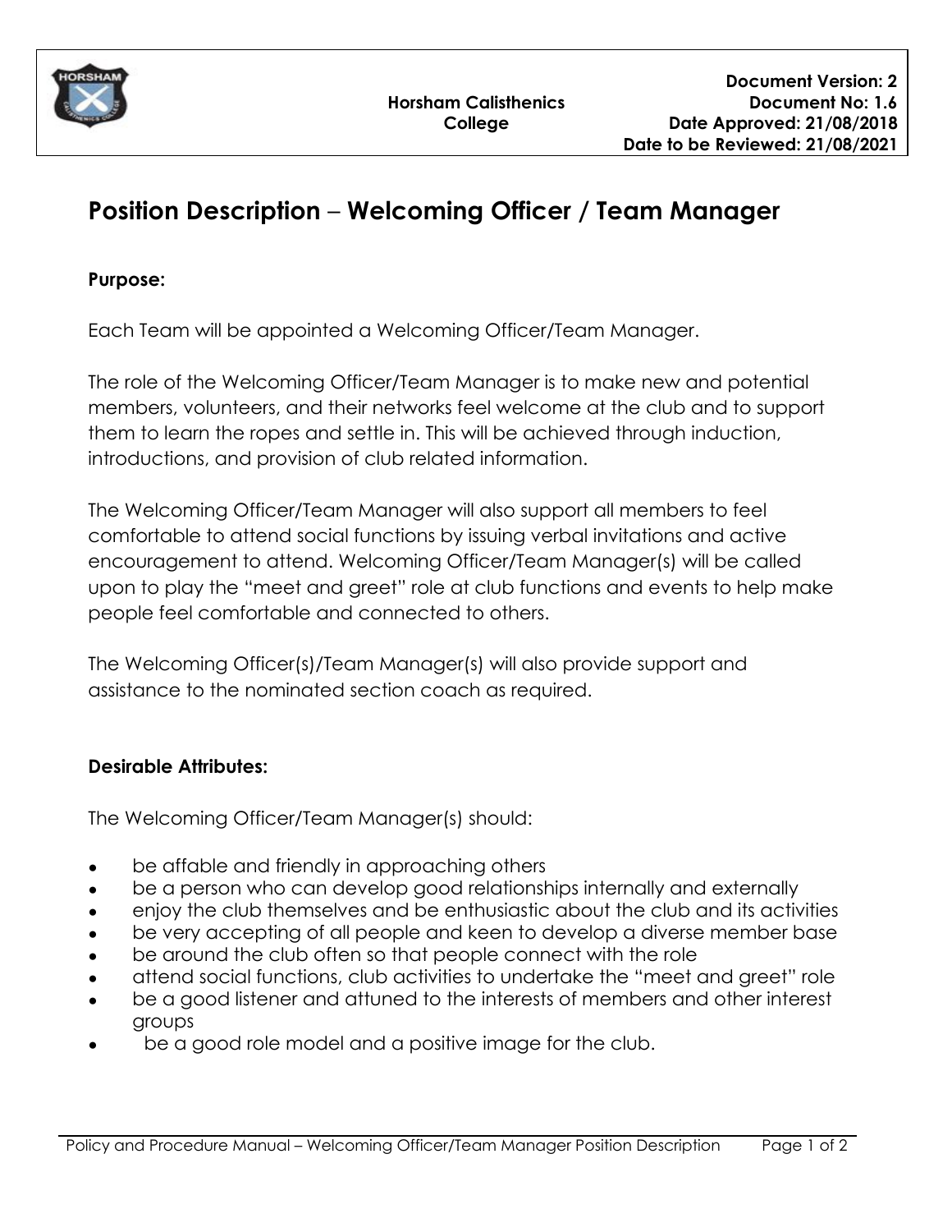Horsham Calisthenics College

**Document Version: 2**
**Document No: 1.6**
**Date Approved: 21/08/2018**
**Date to be Reviewed: 21/08/2021**

# Position Description – Welcoming Officer / Team Manager

**Purpose:**

Each Team will be appointed a Welcoming Officer/Team Manager.

The role of the Welcoming Officer/Team Manager is to make new and potential members, volunteers, and their networks feel welcome at the club and to support them to learn the ropes and settle in. This will be achieved through induction, introductions, and provision of club related information.

The Welcoming Officer/Team Manager will also support all members to feel comfortable to attend social functions by issuing verbal invitations and active encouragement to attend. Welcoming Officer/Team Manager(s) will be called upon to play the "meet and greet" role at club functions and events to help make people feel comfortable and connected to others.

The Welcoming Officer(s)/Team Manager(s) will also provide support and assistance to the nominated section coach as required.

**Desirable Attributes:**

The Welcoming Officer/Team Manager(s) should:

- be affable and friendly in approaching others
- be a person who can develop good relationships internally and externally
- enjoy the club themselves and be enthusiastic about the club and its activities
- be very accepting of all people and keen to develop a diverse member base
- be around the club often so that people connect with the role
- attend social functions, club activities to undertake the "meet and greet" role
- be a good listener and attuned to the interests of members and other interest groups
- be a good role model and a positive image for the club.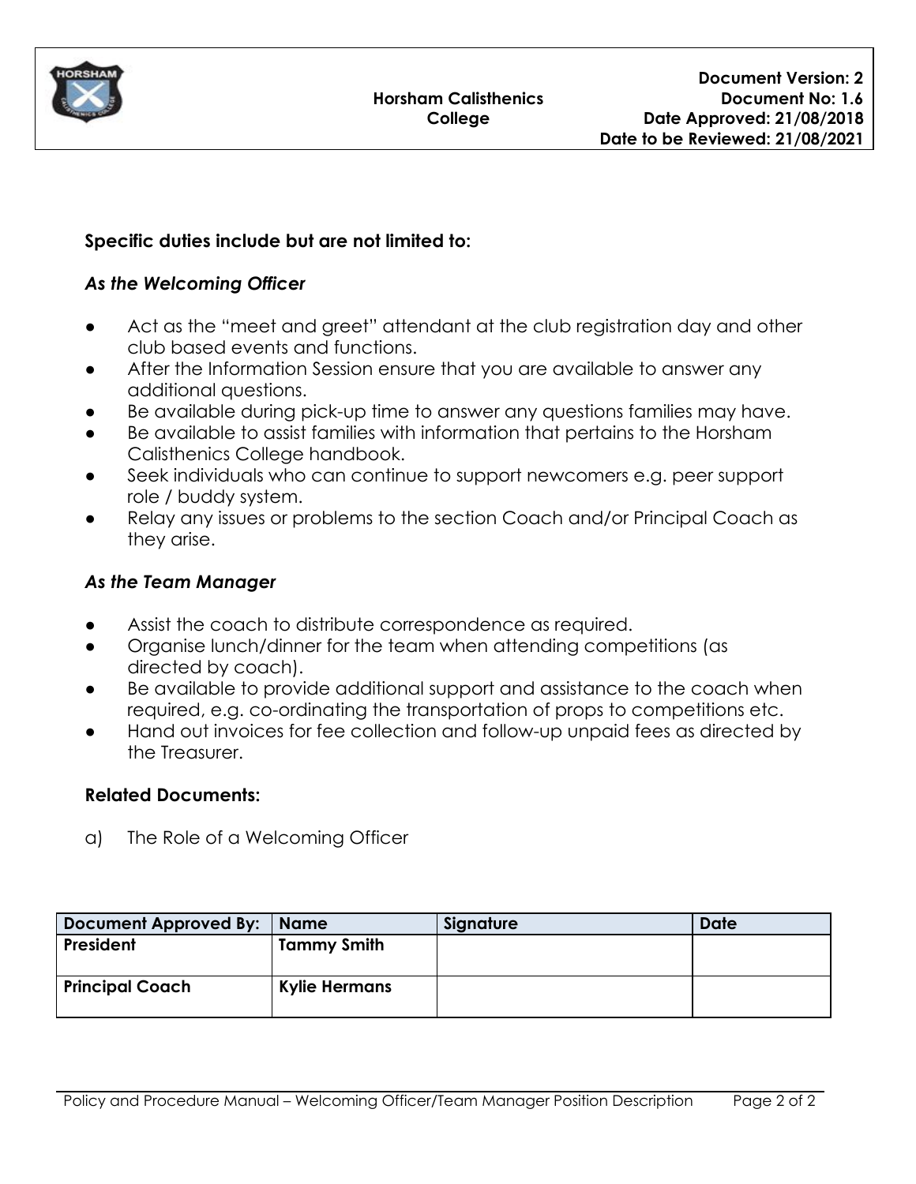**Specific duties include but are not limited to:**

***As the Welcoming Officer***

- Act as the "meet and greet" attendant at the club registration day and other club based events and functions.
- After the Information Session ensure that you are available to answer any additional questions.
- Be available during pick-up time to answer any questions families may have.
- Be available to assist families with information that pertains to the Horsham Calisthenics College handbook.
- Seek individuals who can continue to support newcomers e.g. peer support role / buddy system.
- Relay any issues or problems to the section Coach and/or Principal Coach as they arise.

***As the Team Manager***

- Assist the coach to distribute correspondence as required.
- Organise lunch/dinner for the team when attending competitions (as directed by coach).
- Be available to provide additional support and assistance to the coach when required, e.g. co-ordinating the transportation of props to competitions etc.
- Hand out invoices for fee collection and follow-up unpaid fees as directed by the Treasurer.

**Related Documents:**

a) The Role of a Welcoming Officer

| Document Approved By: | Name | Signature | Date |
|---|---|---|---|
| **President** | **Tammy Smith** | | |
| **Principal Coach** | **Kylie Hermans** | | |